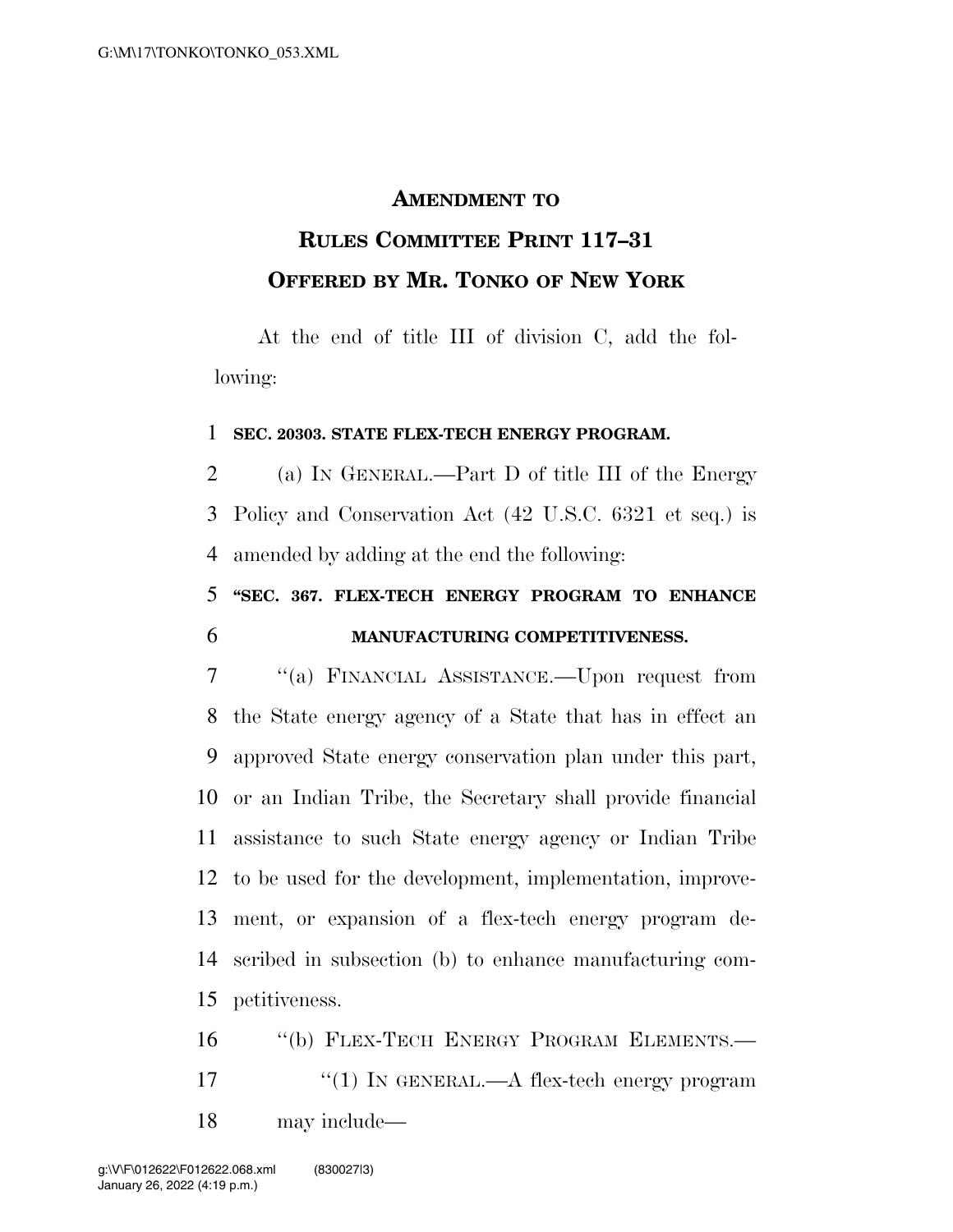# AMENDMENT TO RULES COMMITTEE PRINT 117–31 OFFERED BY MR. TONKO OF NEW YORK

At the end of title III of division C, add the following:

**SEC. 20303. STATE FLEX-TECH ENERGY PROGRAM.**

(a) IN GENERAL.—Part D of title III of the Energy Policy and Conservation Act (42 U.S.C. 6321 et seq.) is amended by adding at the end the following:

**"SEC. 367. FLEX-TECH ENERGY PROGRAM TO ENHANCE MANUFACTURING COMPETITIVENESS.**

"(a) FINANCIAL ASSISTANCE.—Upon request from the State energy agency of a State that has in effect an approved State energy conservation plan under this part, or an Indian Tribe, the Secretary shall provide financial assistance to such State energy agency or Indian Tribe to be used for the development, implementation, improvement, or expansion of a flex-tech energy program described in subsection (b) to enhance manufacturing competitiveness.

"(b) FLEX-TECH ENERGY PROGRAM ELEMENTS.—

"(1) IN GENERAL.—A flex-tech energy program may include—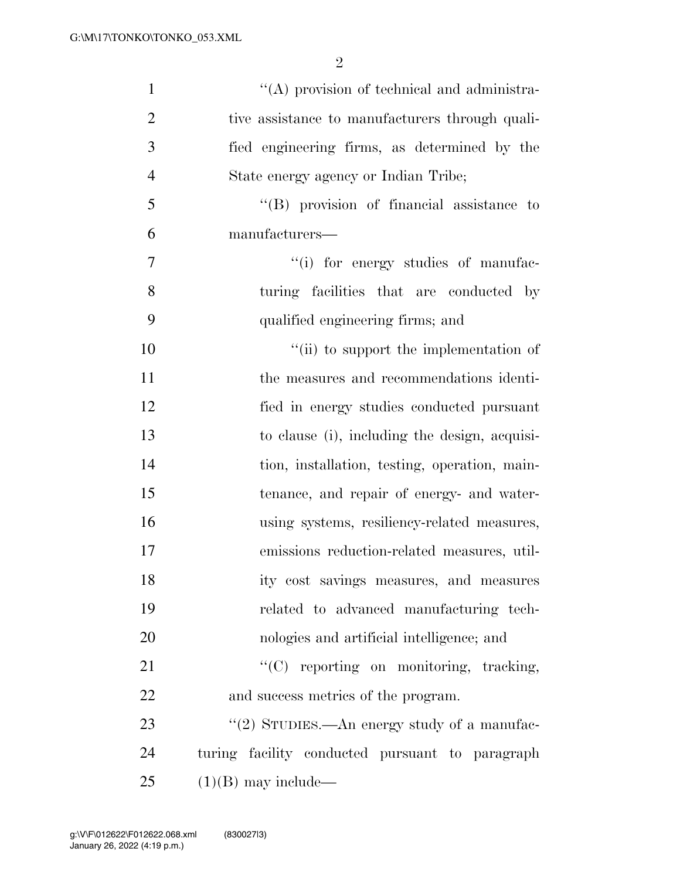''(A) provision of technical and administrative assistance to manufacturers through qualified engineering firms, as determined by the State energy agency or Indian Tribe;

''(B) provision of financial assistance to manufacturers—

''(i) for energy studies of manufacturing facilities that are conducted by qualified engineering firms; and

''(ii) to support the implementation of the measures and recommendations identified in energy studies conducted pursuant to clause (i), including the design, acquisition, installation, testing, operation, maintenance, and repair of energy- and water-using systems, resiliency-related measures, emissions reduction-related measures, utility cost savings measures, and measures related to advanced manufacturing technologies and artificial intelligence; and

''(C) reporting on monitoring, tracking, and success metrics of the program.

''(2) STUDIES.—An energy study of a manufacturing facility conducted pursuant to paragraph (1)(B) may include—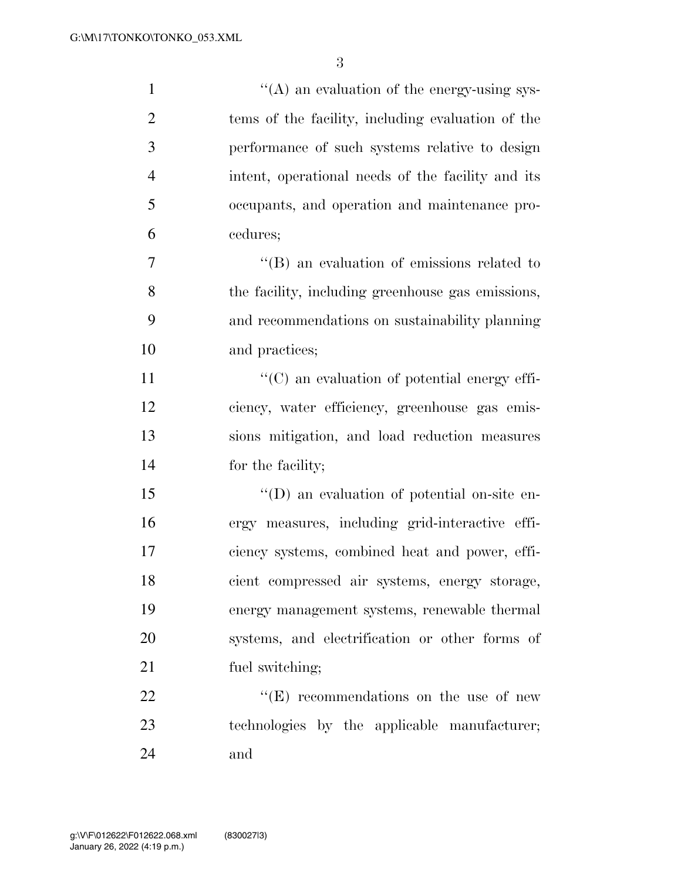''(A) an evaluation of the energy-using systems of the facility, including evaluation of the performance of such systems relative to design intent, operational needs of the facility and its occupants, and operation and maintenance procedures;

''(B) an evaluation of emissions related to the facility, including greenhouse gas emissions, and recommendations on sustainability planning and practices;

''(C) an evaluation of potential energy efficiency, water efficiency, greenhouse gas emissions mitigation, and load reduction measures for the facility;

''(D) an evaluation of potential on-site energy measures, including grid-interactive efficiency systems, combined heat and power, efficient compressed air systems, energy storage, energy management systems, renewable thermal systems, and electrification or other forms of fuel switching;

''(E) recommendations on the use of new technologies by the applicable manufacturer; and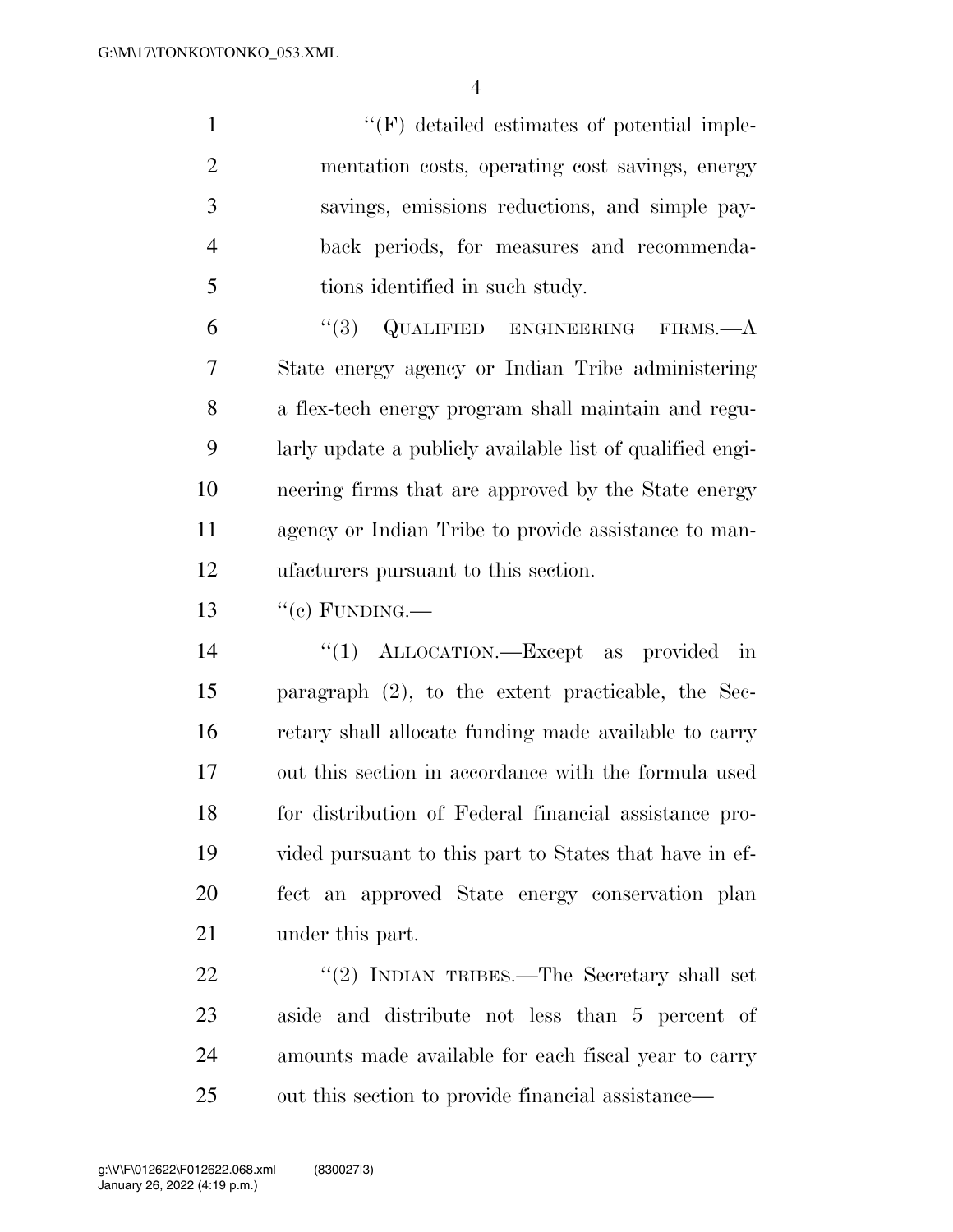"(F) detailed estimates of potential implementation costs, operating cost savings, energy savings, emissions reductions, and simple payback periods, for measures and recommendations identified in such study.

"(3) QUALIFIED ENGINEERING FIRMS.—A State energy agency or Indian Tribe administering a flex-tech energy program shall maintain and regularly update a publicly available list of qualified engineering firms that are approved by the State energy agency or Indian Tribe to provide assistance to manufacturers pursuant to this section.

"(c) FUNDING.—

"(1) ALLOCATION.—Except as provided in paragraph (2), to the extent practicable, the Secretary shall allocate funding made available to carry out this section in accordance with the formula used for distribution of Federal financial assistance provided pursuant to this part to States that have in effect an approved State energy conservation plan under this part.

"(2) INDIAN TRIBES.—The Secretary shall set aside and distribute not less than 5 percent of amounts made available for each fiscal year to carry out this section to provide financial assistance—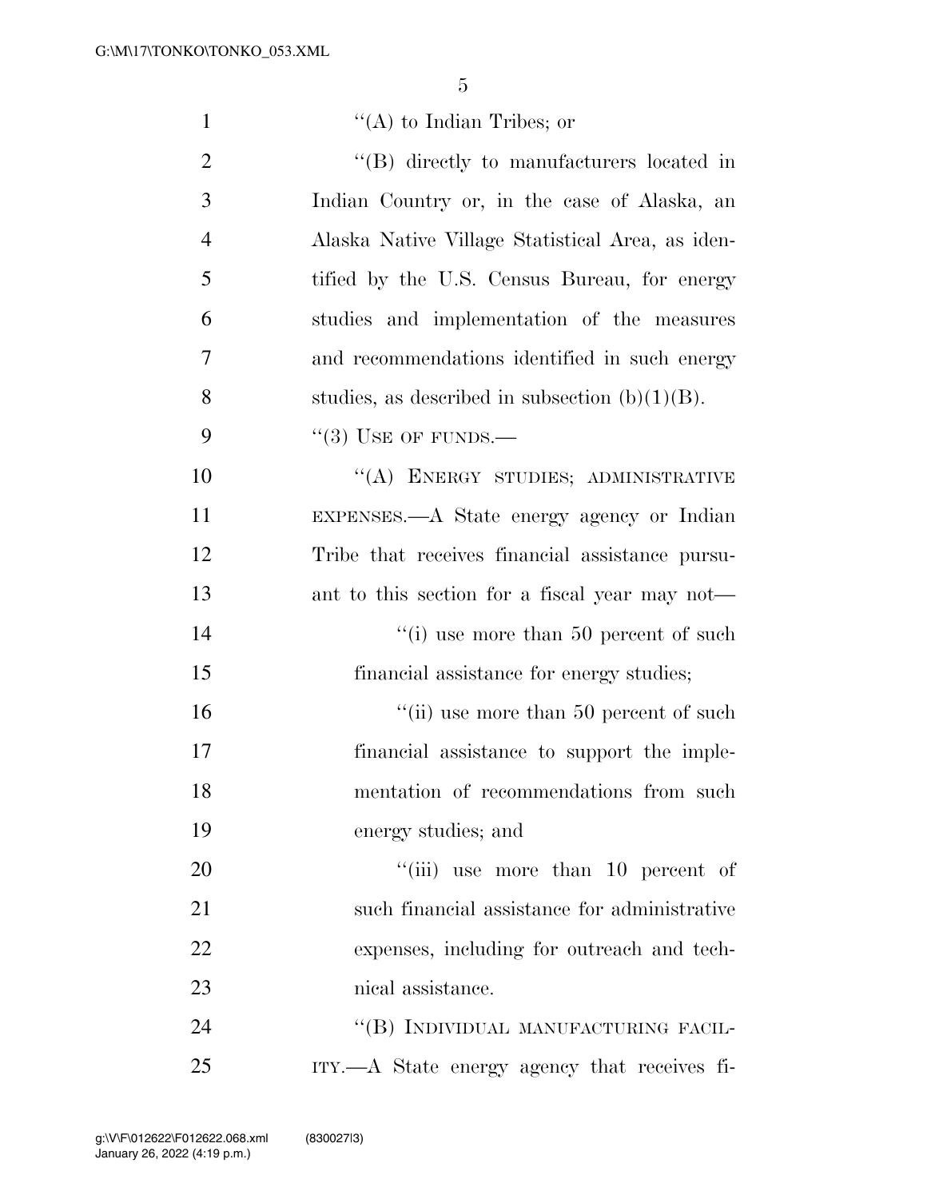"(A) to Indian Tribes; or

"(B) directly to manufacturers located in Indian Country or, in the case of Alaska, an Alaska Native Village Statistical Area, as identified by the U.S. Census Bureau, for energy studies and implementation of the measures and recommendations identified in such energy studies, as described in subsection (b)(1)(B).

"(3) USE OF FUNDS.—

"(A) ENERGY STUDIES; ADMINISTRATIVE EXPENSES.—A State energy agency or Indian Tribe that receives financial assistance pursuant to this section for a fiscal year may not—

"(i) use more than 50 percent of such financial assistance for energy studies;

"(ii) use more than 50 percent of such financial assistance to support the implementation of recommendations from such energy studies; and

"(iii) use more than 10 percent of such financial assistance for administrative expenses, including for outreach and technical assistance.

"(B) INDIVIDUAL MANUFACTURING FACILITY.—A State energy agency that receives fi-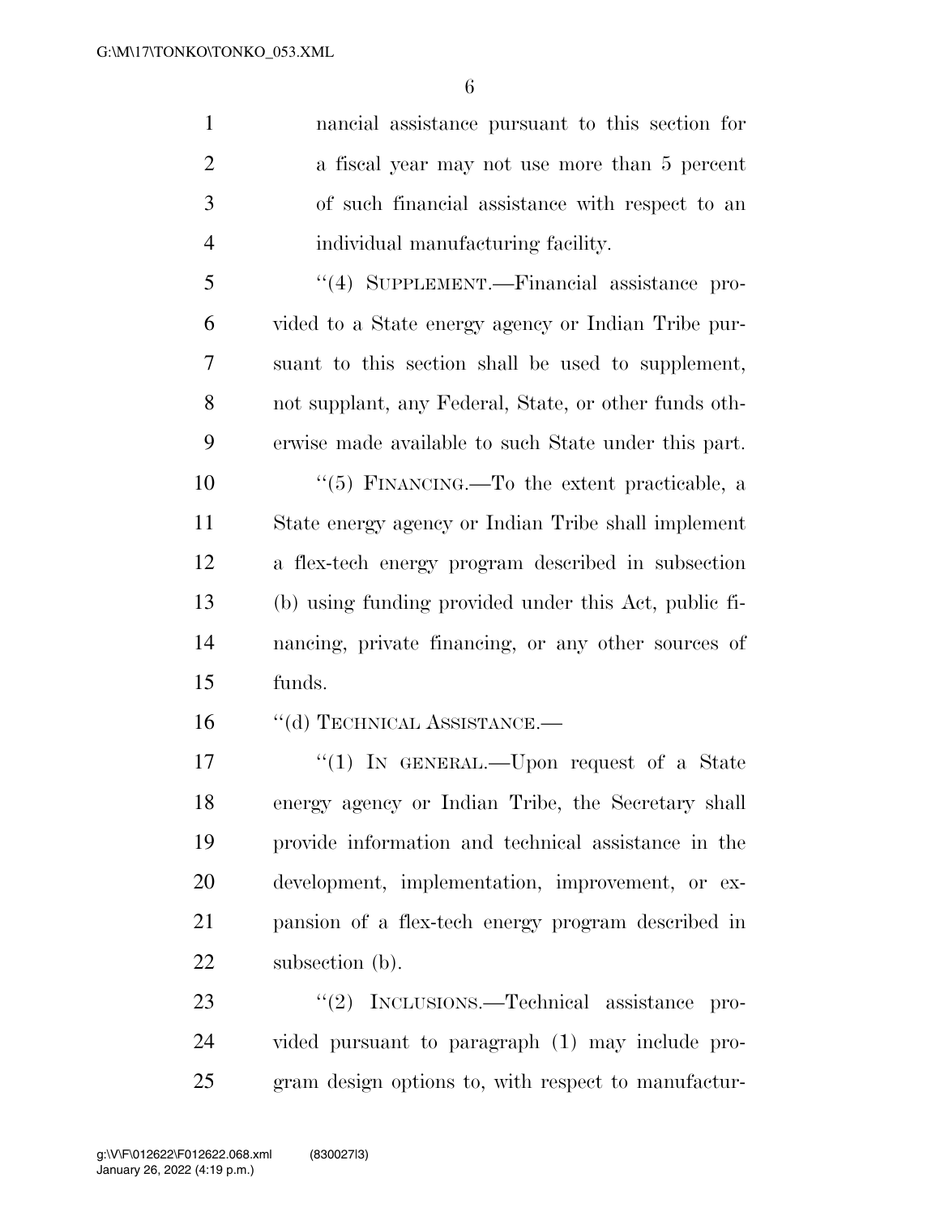nancial assistance pursuant to this section for a fiscal year may not use more than 5 percent of such financial assistance with respect to an individual manufacturing facility.

"(4) SUPPLEMENT.—Financial assistance provided to a State energy agency or Indian Tribe pursuant to this section shall be used to supplement, not supplant, any Federal, State, or other funds otherwise made available to such State under this part.

"(5) FINANCING.—To the extent practicable, a State energy agency or Indian Tribe shall implement a flex-tech energy program described in subsection (b) using funding provided under this Act, public financing, private financing, or any other sources of funds.

"(d) TECHNICAL ASSISTANCE.—

"(1) IN GENERAL.—Upon request of a State energy agency or Indian Tribe, the Secretary shall provide information and technical assistance in the development, implementation, improvement, or expansion of a flex-tech energy program described in subsection (b).

"(2) INCLUSIONS.—Technical assistance provided pursuant to paragraph (1) may include program design options to, with respect to manufactur-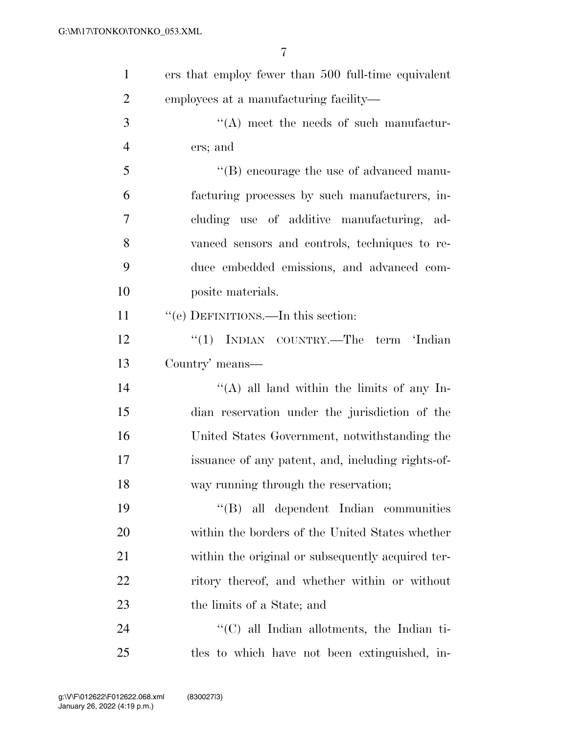ers that employ fewer than 500 full-time equivalent employees at a manufacturing facility—

''(A) meet the needs of such manufacturers; and

''(B) encourage the use of advanced manufacturing processes by such manufacturers, including use of additive manufacturing, advanced sensors and controls, techniques to reduce embedded emissions, and advanced composite materials.

''(e) DEFINITIONS.—In this section:

''(1) INDIAN COUNTRY.—The term 'Indian Country' means—

''(A) all land within the limits of any Indian reservation under the jurisdiction of the United States Government, notwithstanding the issuance of any patent, and, including rights-of-way running through the reservation;

''(B) all dependent Indian communities within the borders of the United States whether within the original or subsequently acquired territory thereof, and whether within or without the limits of a State; and

''(C) all Indian allotments, the Indian titles to which have not been extinguished, in-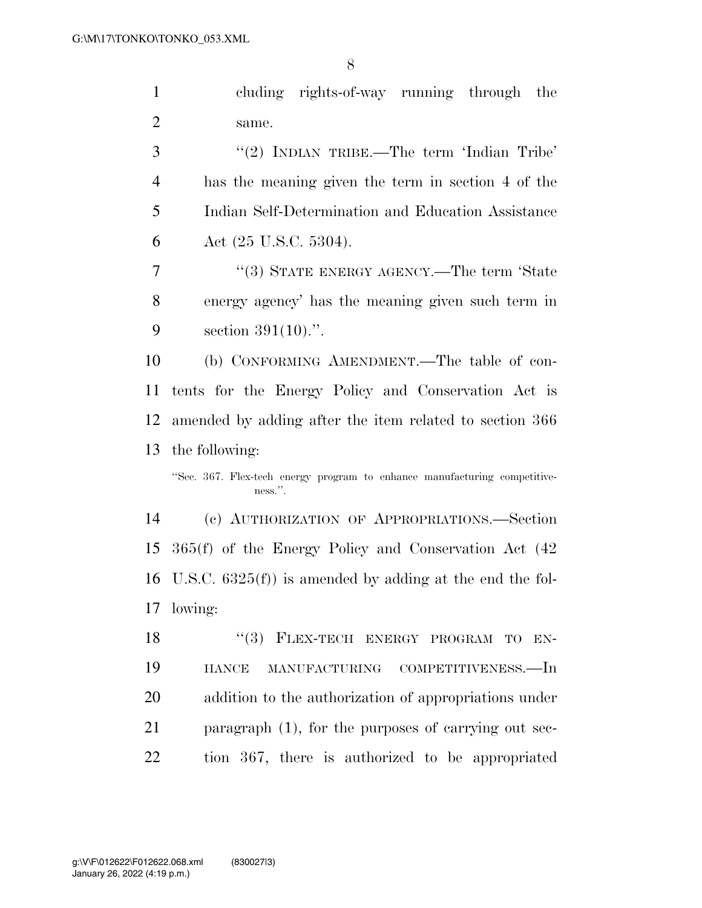cluding rights-of-way running through the same.

''(2) INDIAN TRIBE.—The term 'Indian Tribe' has the meaning given the term in section 4 of the Indian Self-Determination and Education Assistance Act (25 U.S.C. 5304).

''(3) STATE ENERGY AGENCY.—The term 'State energy agency' has the meaning given such term in section 391(10).''.

(b) CONFORMING AMENDMENT.—The table of contents for the Energy Policy and Conservation Act is amended by adding after the item related to section 366 the following:

''Sec. 367. Flex-tech energy program to enhance manufacturing competitiveness.''.

(c) AUTHORIZATION OF APPROPRIATIONS.—Section 365(f) of the Energy Policy and Conservation Act (42 U.S.C. 6325(f)) is amended by adding at the end the following:

''(3) FLEX-TECH ENERGY PROGRAM TO ENHANCE MANUFACTURING COMPETITIVENESS.—In addition to the authorization of appropriations under paragraph (1), for the purposes of carrying out section 367, there is authorized to be appropriated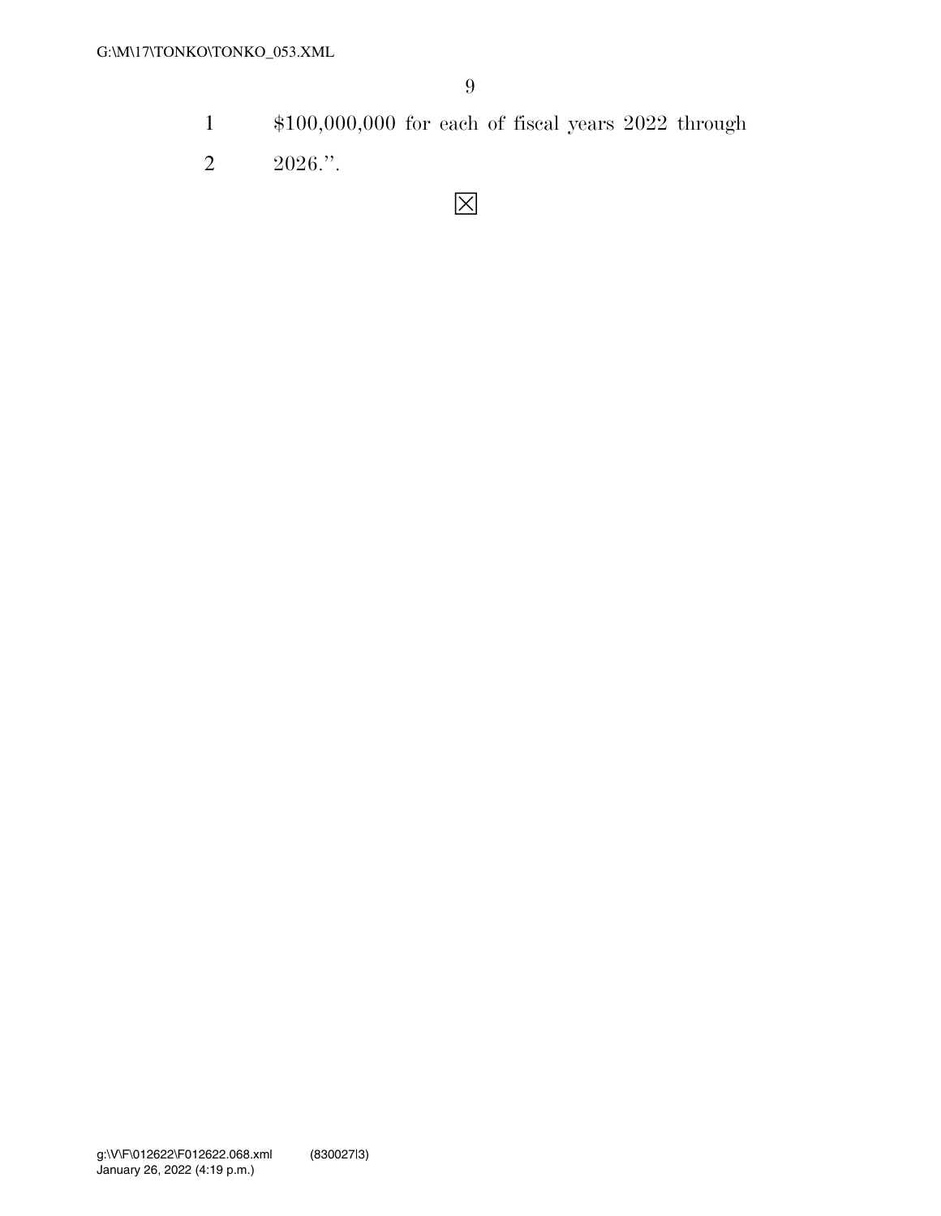$100,000,000 for each of fiscal years 2022 through 2026.''.